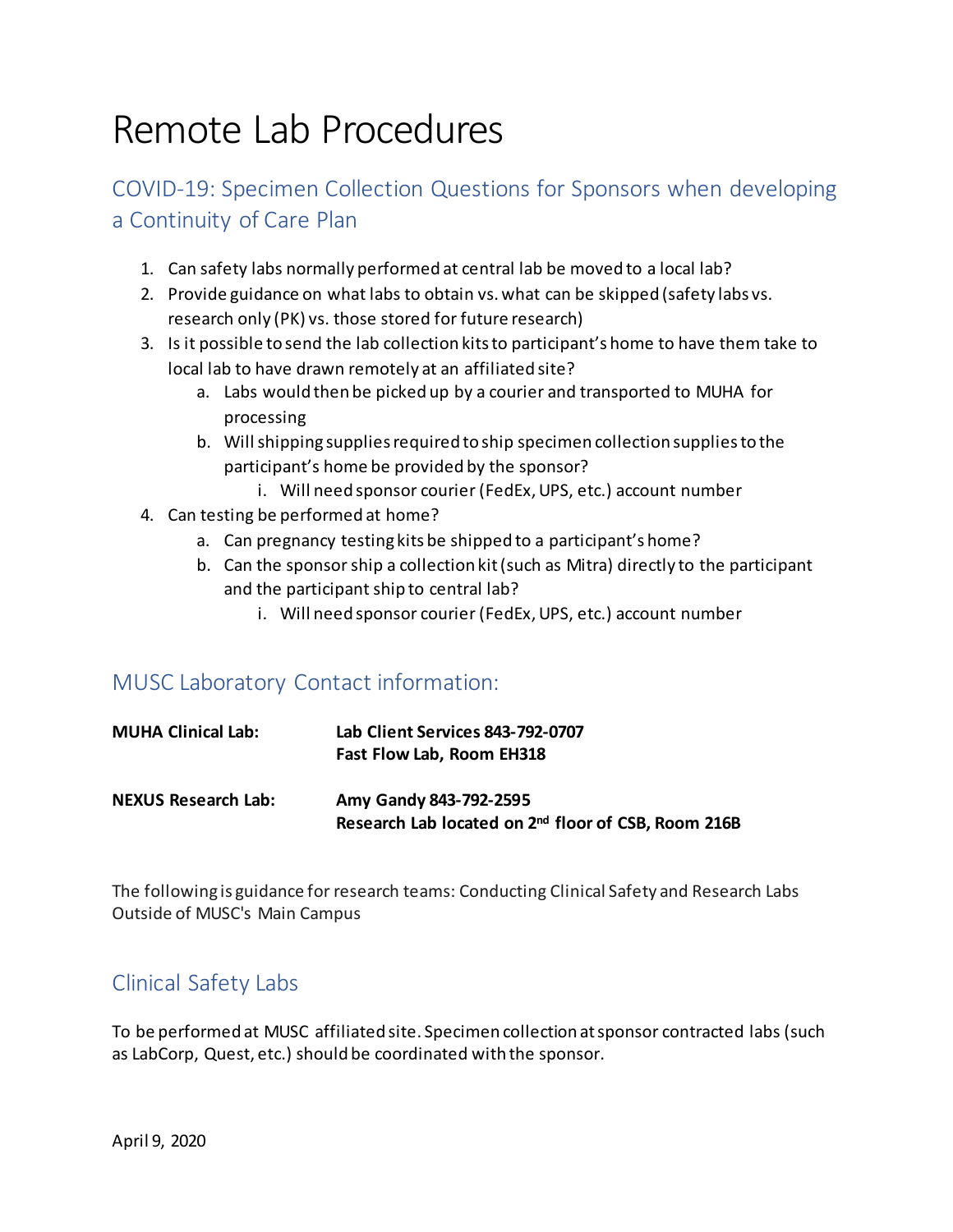# Remote Lab Procedures

## COVID-19: Specimen Collection Questions for Sponsors when developing a Continuity of Care Plan

1. Can safety labs normally performed at central lab be moved to a local lab?
2. Provide guidance on what labs to obtain vs. what can be skipped (safety labs vs. research only (PK) vs. those stored for future research)
3. Is it possible to send the lab collection kits to participant's home to have them take to local lab to have drawn remotely at an affiliated site?
   a. Labs would then be picked up by a courier and transported to MUHA for processing
   b. Will shipping supplies required to ship specimen collection supplies to the participant's home be provided by the sponsor?
      i. Will need sponsor courier (FedEx, UPS, etc.) account number
4. Can testing be performed at home?
   a. Can pregnancy testing kits be shipped to a participant's home?
   b. Can the sponsor ship a collection kit (such as Mitra) directly to the participant and the participant ship to central lab?
      i. Will need sponsor courier (FedEx, UPS, etc.) account number

## MUSC Laboratory Contact information:

**MUHA Clinical Lab:** **Lab Client Services 843-792-0707**
**Fast Flow Lab, Room EH318**

**NEXUS Research Lab:** **Amy Gandy 843-792-2595**
**Research Lab located on 2nd floor of CSB, Room 216B**

The following is guidance for research teams: Conducting Clinical Safety and Research Labs Outside of MUSC's Main Campus

## Clinical Safety Labs

To be performed at MUSC affiliated site. Specimen collection at sponsor contracted labs (such as LabCorp, Quest, etc.) should be coordinated with the sponsor.

April 9, 2020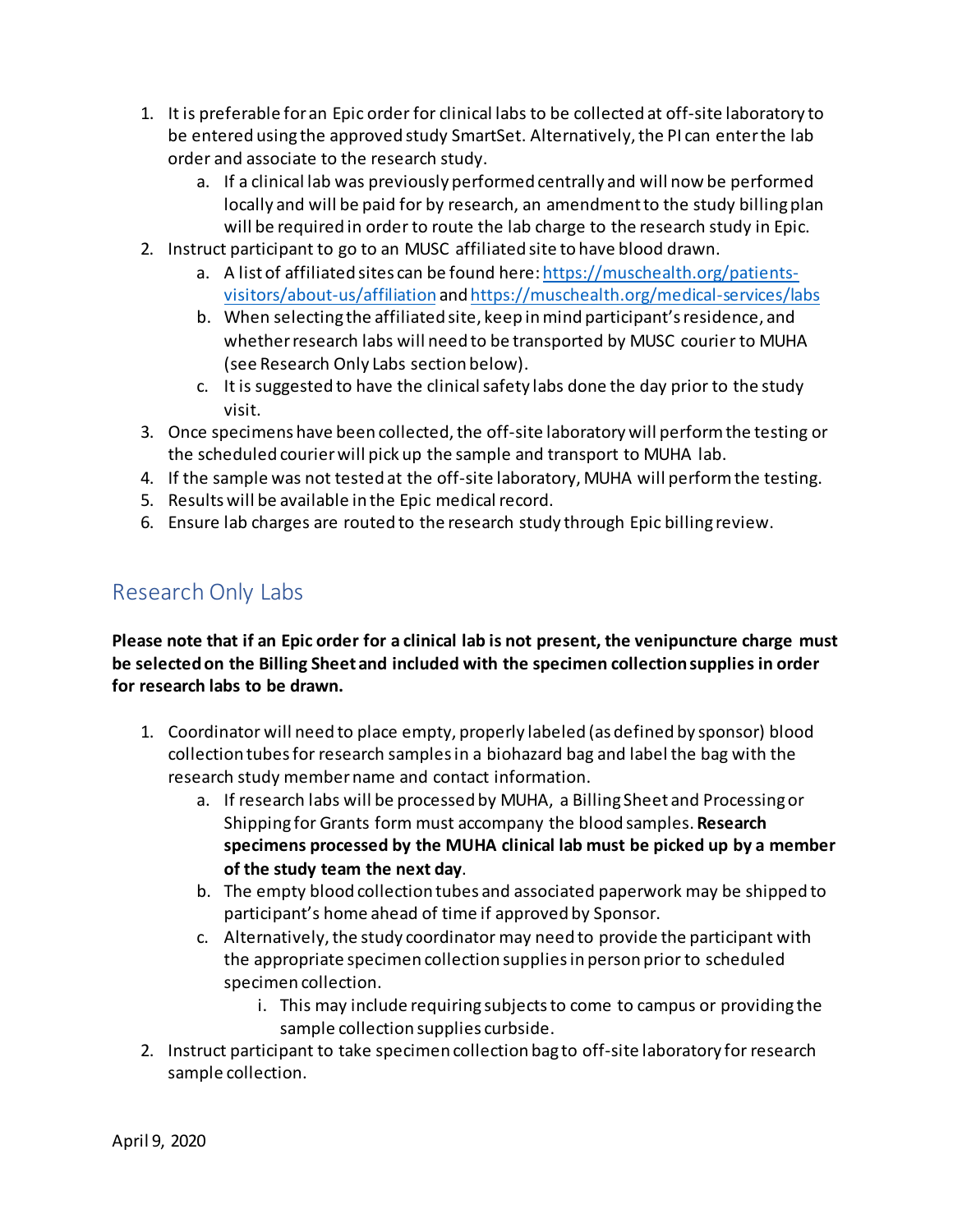1. It is preferable for an Epic order for clinical labs to be collected at off-site laboratory to be entered using the approved study SmartSet. Alternatively, the PI can enter the lab order and associate to the research study.
    a. If a clinical lab was previously performed centrally and will now be performed locally and will be paid for by research, an amendment to the study billing plan will be required in order to route the lab charge to the research study in Epic.
2. Instruct participant to go to an MUSC affiliated site to have blood drawn.
    a. A list of affiliated sites can be found here: [https://muschealth.org/patients-visitors/about-us/affiliation](https://muschealth.org/patients-visitors/about-us/affiliation) and [https://muschealth.org/medical-services/labs](https://muschealth.org/medical-services/labs)
    b. When selecting the affiliated site, keep in mind participant's residence, and whether research labs will need to be transported by MUSC courier to MUHA (see Research Only Labs section below).
    c. It is suggested to have the clinical safety labs done the day prior to the study visit.
3. Once specimens have been collected, the off-site laboratory will perform the testing or the scheduled courier will pick up the sample and transport to MUHA lab.
4. If the sample was not tested at the off-site laboratory, MUHA will perform the testing.
5. Results will be available in the Epic medical record.
6. Ensure lab charges are routed to the research study through Epic billing review.

## Research Only Labs

**Please note that if an Epic order for a clinical lab is not present, the venipuncture charge must be selected on the Billing Sheet and included with the specimen collection supplies in order for research labs to be drawn.**

1. Coordinator will need to place empty, properly labeled (as defined by sponsor) blood collection tubes for research samples in a biohazard bag and label the bag with the research study member name and contact information.
    a. If research labs will be processed by MUHA, a Billing Sheet and Processing or Shipping for Grants form must accompany the blood samples. **Research specimens processed by the MUHA clinical lab must be picked up by a member of the study team the next day**.
    b. The empty blood collection tubes and associated paperwork may be shipped to participant's home ahead of time if approved by Sponsor.
    c. Alternatively, the study coordinator may need to provide the participant with the appropriate specimen collection supplies in person prior to scheduled specimen collection.
        i. This may include requiring subjects to come to campus or providing the sample collection supplies curbside.
2. Instruct participant to take specimen collection bag to off-site laboratory for research sample collection.

April 9, 2020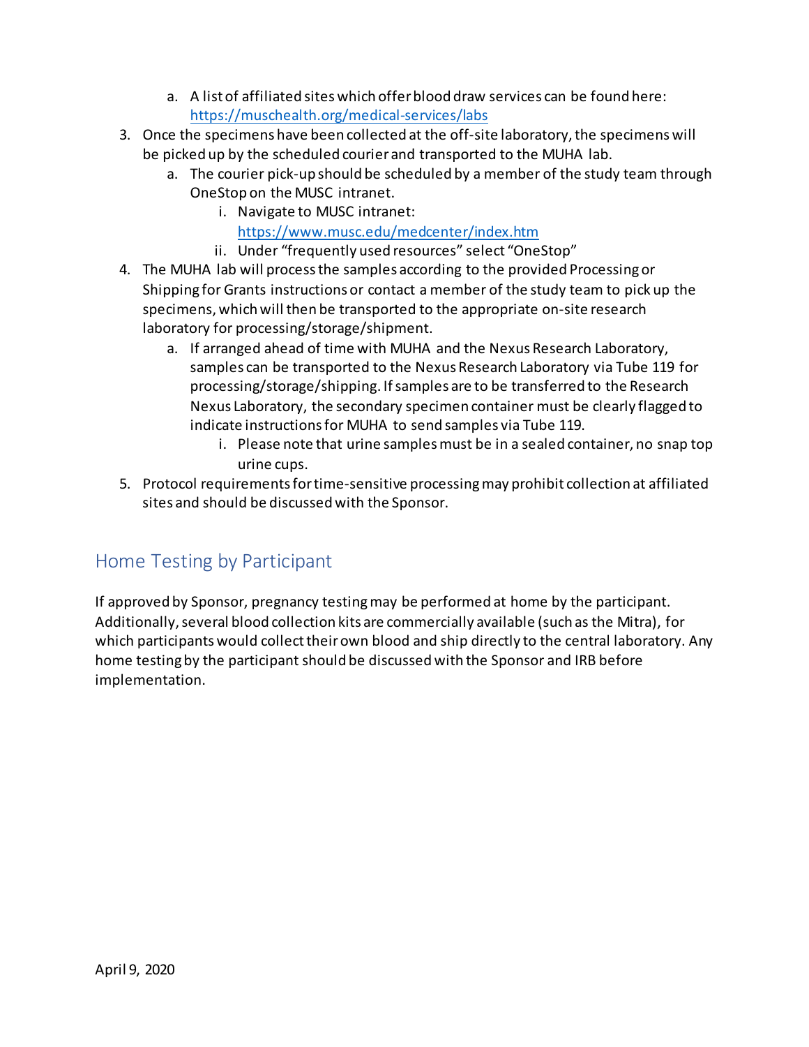a. A list of affiliated sites which offer blood draw services can be found here: https://muschealth.org/medical-services/labs

3. Once the specimens have been collected at the off-site laboratory, the specimens will be picked up by the scheduled courier and transported to the MUHA lab.
   a. The courier pick-up should be scheduled by a member of the study team through OneStop on the MUSC intranet.
      i. Navigate to MUSC intranet: https://www.musc.edu/medcenter/index.htm
      ii. Under "frequently used resources" select "OneStop"
4. The MUHA lab will process the samples according to the provided Processing or Shipping for Grants instructions or contact a member of the study team to pick up the specimens, which will then be transported to the appropriate on-site research laboratory for processing/storage/shipment.
   a. If arranged ahead of time with MUHA and the Nexus Research Laboratory, samples can be transported to the Nexus Research Laboratory via Tube 119 for processing/storage/shipping. If samples are to be transferred to the Research Nexus Laboratory, the secondary specimen container must be clearly flagged to indicate instructions for MUHA to send samples via Tube 119.
      i. Please note that urine samples must be in a sealed container, no snap top urine cups.
5. Protocol requirements for time-sensitive processing may prohibit collection at affiliated sites and should be discussed with the Sponsor.

## Home Testing by Participant

If approved by Sponsor, pregnancy testing may be performed at home by the participant. Additionally, several blood collection kits are commercially available (such as the Mitra), for which participants would collect their own blood and ship directly to the central laboratory. Any home testing by the participant should be discussed with the Sponsor and IRB before implementation.

April 9, 2020